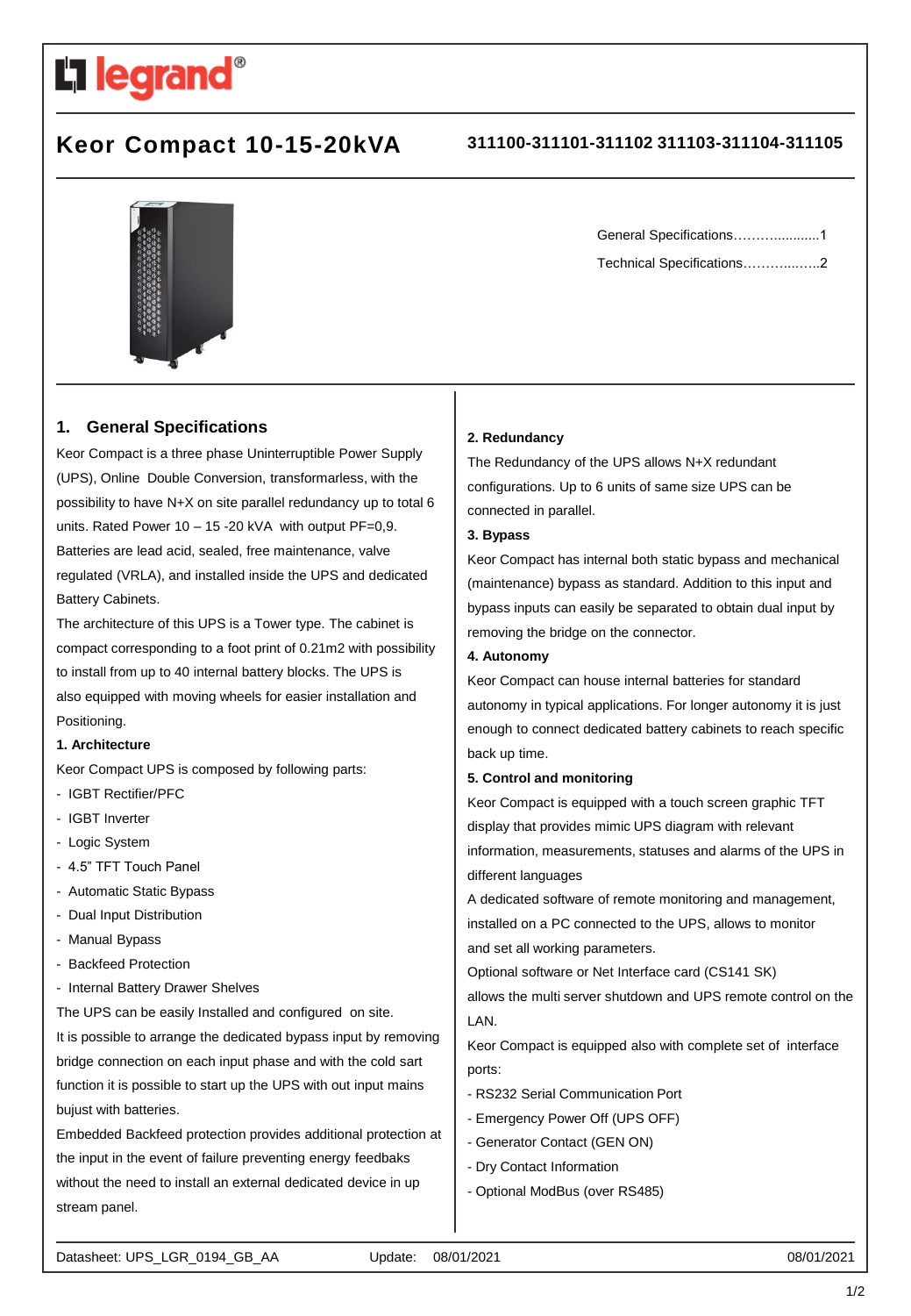legrand®

# Keor Compact 10-15-20kVA

**311100-311101-311102 311103-311104-311105**

General Specifications……….............1

Technical Specifications………..…….2

## 1. General Specifications

Keor Compact is a three phase Uninterruptible Power Supply (UPS), Online Double Conversion, transformarless, with the possibility to have N+X on site parallel redundancy up to total 6 units. Rated Power 10 – 15 -20 kVA with output PF=0,9. Batteries are lead acid, sealed, free maintenance, valve regulated (VRLA), and installed inside the UPS and dedicated Battery Cabinets.

The architecture of this UPS is a Tower type. The cabinet is compact corresponding to a foot print of 0.21m2 with possibility to install from up to 40 internal battery blocks. The UPS is also equipped with moving wheels for easier installation and Positioning.

**1. Architecture**

Keor Compact UPS is composed by following parts:

- IGBT Rectifier/PFC
- IGBT Inverter
- Logic System
- 4.5" TFT Touch Panel
- Automatic Static Bypass
- Dual Input Distribution
- Manual Bypass
- Backfeed Protection
- Internal Battery Drawer Shelves

The UPS can be easily Installed and configured on site.

It is possible to arrange the dedicated bypass input by removing bridge connection on each input phase and with the cold sart function it is possible to start up the UPS with out input mains bujust with batteries.

Embedded Backfeed protection provides additional protection at the input in the event of failure preventing energy feedbaks without the need to install an external dedicated device in up stream panel.

**2. Redundancy**

The Redundancy of the UPS allows N+X redundant configurations. Up to 6 units of same size UPS can be connected in parallel.

**3. Bypass**

Keor Compact has internal both static bypass and mechanical (maintenance) bypass as standard. Addition to this input and bypass inputs can easily be separated to obtain dual input by removing the bridge on the connector.

**4. Autonomy**

Keor Compact can house internal batteries for standard autonomy in typical applications. For longer autonomy it is just enough to connect dedicated battery cabinets to reach specific back up time.

**5. Control and monitoring**

Keor Compact is equipped with a touch screen graphic TFT display that provides mimic UPS diagram with relevant information, measurements, statuses and alarms of the UPS in different languages

A dedicated software of remote monitoring and management, installed on a PC connected to the UPS, allows to monitor and set all working parameters.

Optional software or Net Interface card (CS141 SK) allows the multi server shutdown and UPS remote control on the LAN.

Keor Compact is equipped also with complete set of interface ports:

- RS232 Serial Communication Port
- Emergency Power Off (UPS OFF)
- Generator Contact (GEN ON)
- Dry Contact Information
- Optional ModBus (over RS485)

Datasheet: UPS_LGR_0194_GB_AA Update: 08/01/2021 08/01/2021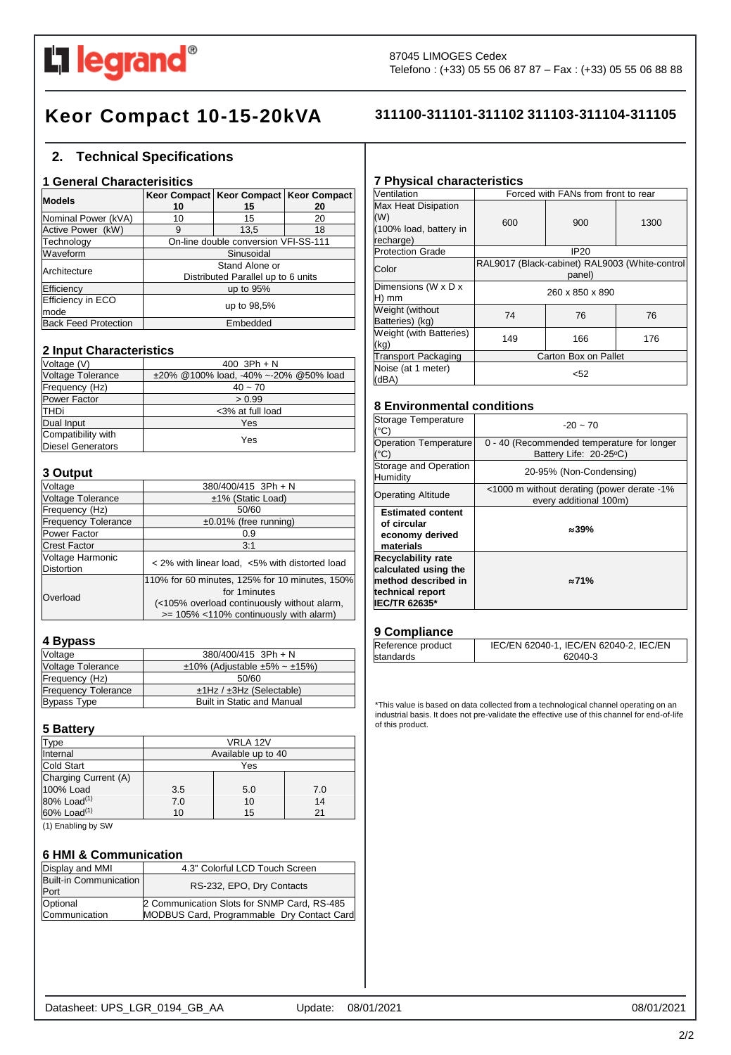87045 LIMOGES Cedex
Telefono : (+33) 05 55 06 87 87 – Fax : (+33) 05 55 06 88 88

# Keor Compact 10-15-20kVA

**311100-311101-311102 311103-311104-311105**

## 2. Technical Specifications

### 1 General Characterisitics

| Models | Keor Compact 10 | Keor Compact 15 | Keor Compact 20 |
|---|---|---|---|
| Nominal Power (kVA) | 10 | 15 | 20 |
| Active Power (kW) | 9 | 13,5 | 18 |
| Technology | On-line double conversion VFI-SS-111 | | |
| Waveform | Sinusoidal | | |
| Architecture | Stand Alone or Distributed Parallel up to 6 units | | |
| Efficiency | up to 95% | | |
| Efficiency in ECO mode | up to 98,5% | | |
| Back Feed Protection | Embedded | | |

### 2 Input Characteristics

| | |
|---|---|
| Voltage (V) | 400 3Ph + N |
| Voltage Tolerance | ±20% @100% load, -40% ~-20% @50% load |
| Frequency (Hz) | 40 ~ 70 |
| Power Factor | > 0.99 |
| THDi | <3% at full load |
| Dual Input | Yes |
| Compatibility with Diesel Generators | Yes |

### 3 Output

| | |
|---|---|
| Voltage | 380/400/415 3Ph + N |
| Voltage Tolerance | ±1% (Static Load) |
| Frequency (Hz) | 50/60 |
| Frequency Tolerance | ±0.01% (free running) |
| Power Factor | 0.9 |
| Crest Factor | 3:1 |
| Voltage Harmonic Distortion | < 2% with linear load, <5% with distorted load |
| Overload | 110% for 60 minutes, 125% for 10 minutes, 150% for 1minutes (<105% overload continuously without alarm, >= 105% <110% continuously with alarm) |

### 4 Bypass

| | |
|---|---|
| Voltage | 380/400/415 3Ph + N |
| Voltage Tolerance | ±10% (Adjustable ±5% ~ ±15%) |
| Frequency (Hz) | 50/60 |
| Frequency Tolerance | ±1Hz / ±3Hz (Selectable) |
| Bypass Type | Built in Static and Manual |

### 5 Battery

| | | | |
|---|---|---|---|
| Type | VRLA 12V | | |
| Internal | Available up to 40 | | |
| Cold Start | Yes | | |
| Charging Current (A) | | | |
| 100% Load | 3.5 | 5.0 | 7.0 |
| 80% Load(1) | 7.0 | 10 | 14 |
| 60% Load(1) | 10 | 15 | 21 |

(1) Enabling by SW

### 6 HMI & Communication

| | |
|---|---|
| Display and MMI | 4.3" Colorful LCD Touch Screen |
| Built-in Communication Port | RS-232, EPO, Dry Contacts |
| Optional Communication | 2 Communication Slots for SNMP Card, RS-485 MODBUS Card, Programmable Dry Contact Card |

### 7 Physical characteristics

| | | | |
|---|---|---|---|
| Ventilation | Forced with FANs from front to rear | | |
| Max Heat Dissipation (W) (100% load, battery in recharge) | 600 | 900 | 1300 |
| Protection Grade | IP20 | | |
| Color | RAL9017 (Black-cabinet) RAL9003 (White-control panel) | | |
| Dimensions (W x D x H) mm | 260 x 850 x 890 | | |
| Weight (without Batteries) (kg) | 74 | 76 | 76 |
| Weight (with Batteries) (kg) | 149 | 166 | 176 |
| Transport Packaging | Carton Box on Pallet | | |
| Noise (at 1 meter) (dBA) | <52 | | |

### 8 Environmental conditions

| | |
|---|---|
| Storage Temperature (°C) | -20 ~ 70 |
| Operation Temperature (°C) | 0 - 40 (Recommended temperature for longer Battery Life: 20-25°C) |
| Storage and Operation Humidity | 20-95% (Non-Condensing) |
| Operating Altitude | <1000 m without derating (power derate -1% every additional 100m) |
| **Estimated content of circular economy derived materials** | **≈39%** |
| **Recyclability rate calculated using the method described in technical report IEC/TR 62635*** | **≈71%** |

### 9 Compliance

| | |
|---|---|
| Reference product standards | IEC/EN 62040-1, IEC/EN 62040-2, IEC/EN 62040-3 |

*This value is based on data collected from a technological channel operating on an industrial basis. It does not pre-validate the effective use of this channel for end-of-life of this product.

Datasheet: UPS_LGR_0194_GB_AA Update: 08/01/2021 08/01/2021